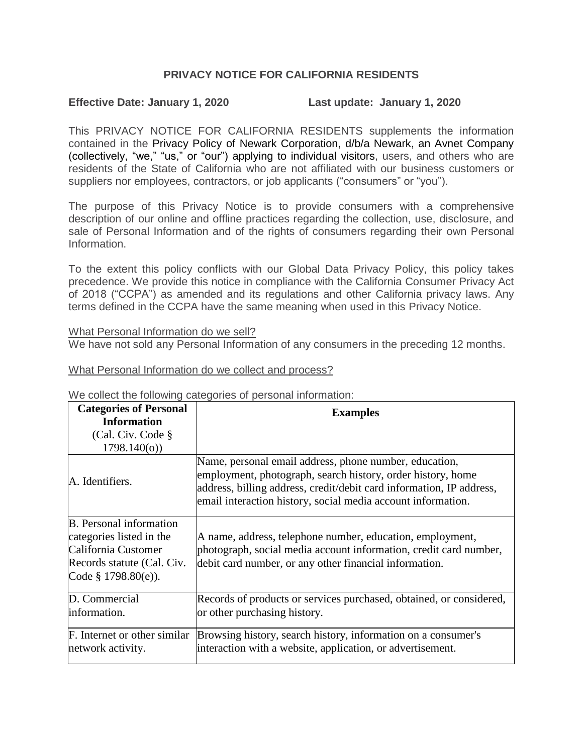# PRIVACY NOTICE FOR CALIFORNIA RESIDENTS

**Effective Date: January 1, 2020** **Last update: January 1, 2020**

This PRIVACY NOTICE FOR CALIFORNIA RESIDENTS supplements the information contained in the Privacy Policy of Newark Corporation, d/b/a Newark, an Avnet Company (collectively, "we," "us," or "our") applying to individual visitors, users, and others who are residents of the State of California who are not affiliated with our business customers or suppliers nor employees, contractors, or job applicants ("consumers" or "you").

The purpose of this Privacy Notice is to provide consumers with a comprehensive description of our online and offline practices regarding the collection, use, disclosure, and sale of Personal Information and of the rights of consumers regarding their own Personal Information.

To the extent this policy conflicts with our Global Data Privacy Policy, this policy takes precedence. We provide this notice in compliance with the California Consumer Privacy Act of 2018 ("CCPA") as amended and its regulations and other California privacy laws. Any terms defined in the CCPA have the same meaning when used in this Privacy Notice.

What Personal Information do we sell?

We have not sold any Personal Information of any consumers in the preceding 12 months.

What Personal Information do we collect and process?

We collect the following categories of personal information:

| **Categories of Personal Information** (Cal. Civ. Code § 1798.140(o)) | **Examples** |
|---|---|
| A. Identifiers. | Name, personal email address, phone number, education, employment, photograph, search history, order history, home address, billing address, credit/debit card information, IP address, email interaction history, social media account information. |
| B. Personal information categories listed in the California Customer Records statute (Cal. Civ. Code § 1798.80(e)). | A name, address, telephone number, education, employment, photograph, social media account information, credit card number, debit card number, or any other financial information. |
| D. Commercial information. | Records of products or services purchased, obtained, or considered, or other purchasing history. |
| F. Internet or other similar network activity. | Browsing history, search history, information on a consumer's interaction with a website, application, or advertisement. |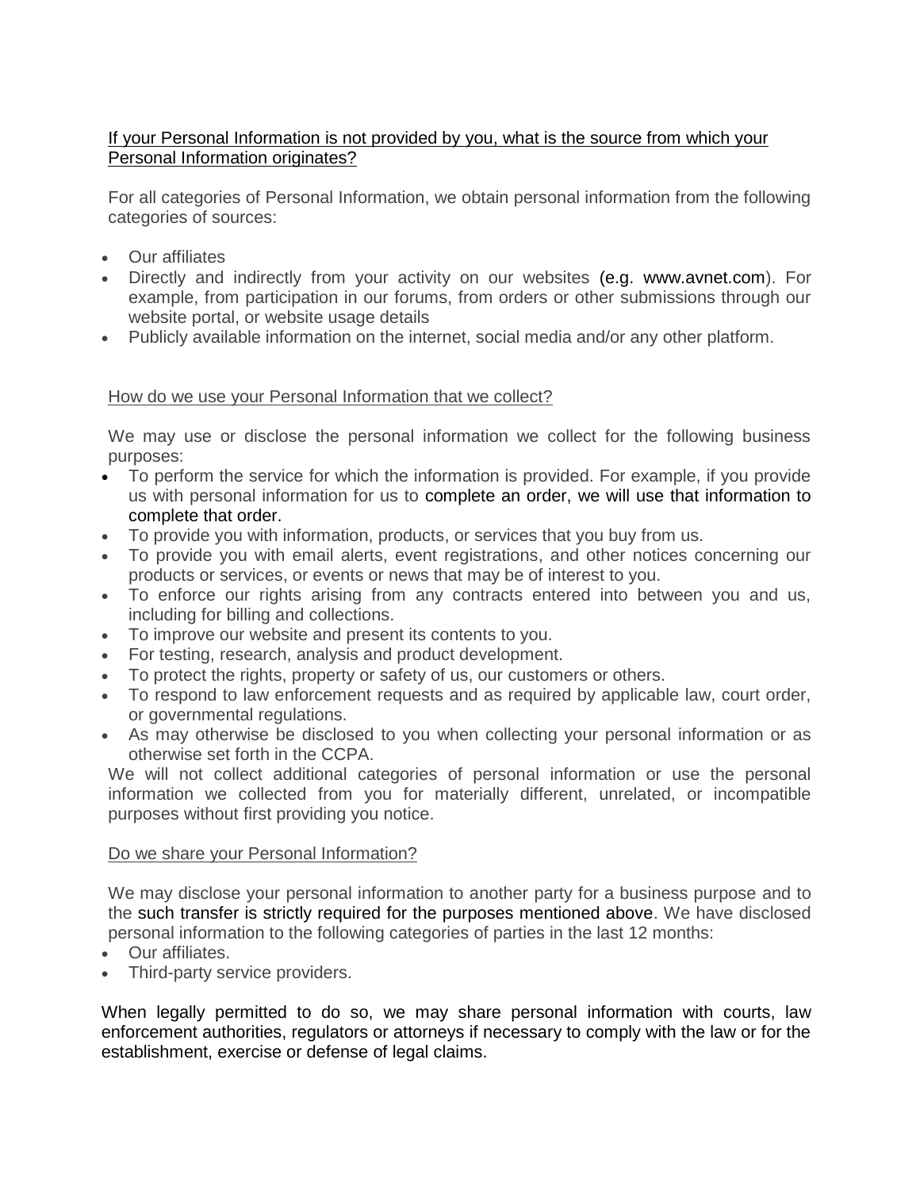<u>If your Personal Information is not provided by you, what is the source from which your Personal Information originates?</u>

For all categories of Personal Information, we obtain personal information from the following categories of sources:

- Our affiliates
- Directly and indirectly from your activity on our websites (e.g. www.avnet.com). For example, from participation in our forums, from orders or other submissions through our website portal, or website usage details
- Publicly available information on the internet, social media and/or any other platform.

<u>How do we use your Personal Information that we collect?</u>

We may use or disclose the personal information we collect for the following business purposes:

- To perform the service for which the information is provided. For example, if you provide us with personal information for us to complete an order, we will use that information to complete that order.
- To provide you with information, products, or services that you buy from us.
- To provide you with email alerts, event registrations, and other notices concerning our products or services, or events or news that may be of interest to you.
- To enforce our rights arising from any contracts entered into between you and us, including for billing and collections.
- To improve our website and present its contents to you.
- For testing, research, analysis and product development.
- To protect the rights, property or safety of us, our customers or others.
- To respond to law enforcement requests and as required by applicable law, court order, or governmental regulations.
- As may otherwise be disclosed to you when collecting your personal information or as otherwise set forth in the CCPA.

We will not collect additional categories of personal information or use the personal information we collected from you for materially different, unrelated, or incompatible purposes without first providing you notice.

<u>Do we share your Personal Information?</u>

We may disclose your personal information to another party for a business purpose and to the such transfer is strictly required for the purposes mentioned above. We have disclosed personal information to the following categories of parties in the last 12 months:

- Our affiliates.
- Third-party service providers.

When legally permitted to do so, we may share personal information with courts, law enforcement authorities, regulators or attorneys if necessary to comply with the law or for the establishment, exercise or defense of legal claims.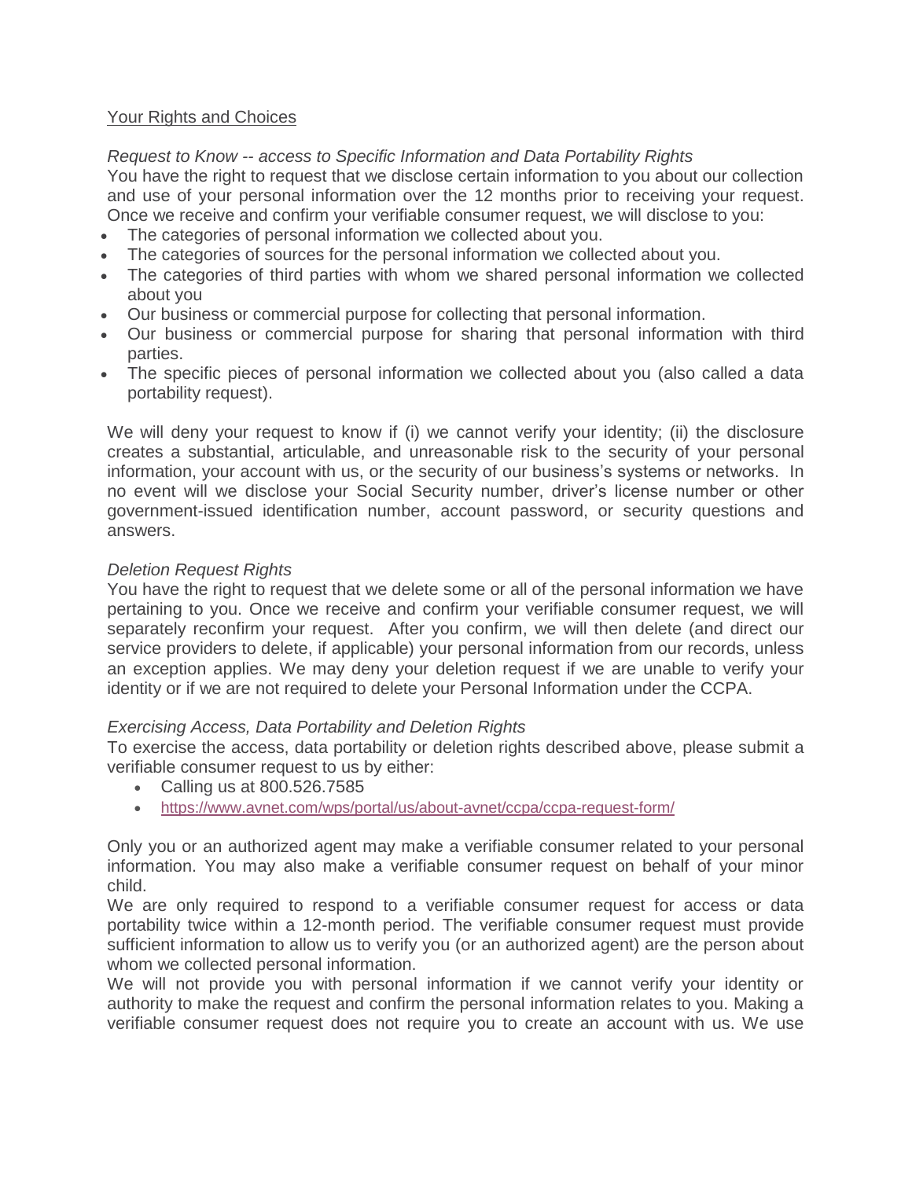## Your Rights and Choices

*Request to Know -- access to Specific Information and Data Portability Rights*

You have the right to request that we disclose certain information to you about our collection and use of your personal information over the 12 months prior to receiving your request. Once we receive and confirm your verifiable consumer request, we will disclose to you:

- The categories of personal information we collected about you.
- The categories of sources for the personal information we collected about you.
- The categories of third parties with whom we shared personal information we collected about you
- Our business or commercial purpose for collecting that personal information.
- Our business or commercial purpose for sharing that personal information with third parties.
- The specific pieces of personal information we collected about you (also called a data portability request).

We will deny your request to know if (i) we cannot verify your identity; (ii) the disclosure creates a substantial, articulable, and unreasonable risk to the security of your personal information, your account with us, or the security of our business's systems or networks. In no event will we disclose your Social Security number, driver's license number or other government-issued identification number, account password, or security questions and answers.

*Deletion Request Rights*

You have the right to request that we delete some or all of the personal information we have pertaining to you. Once we receive and confirm your verifiable consumer request, we will separately reconfirm your request. After you confirm, we will then delete (and direct our service providers to delete, if applicable) your personal information from our records, unless an exception applies. We may deny your deletion request if we are unable to verify your identity or if we are not required to delete your Personal Information under the CCPA.

*Exercising Access, Data Portability and Deletion Rights*

To exercise the access, data portability or deletion rights described above, please submit a verifiable consumer request to us by either:

- Calling us at 800.526.7585
- https://www.avnet.com/wps/portal/us/about-avnet/ccpa/ccpa-request-form/

Only you or an authorized agent may make a verifiable consumer related to your personal information. You may also make a verifiable consumer request on behalf of your minor child.

We are only required to respond to a verifiable consumer request for access or data portability twice within a 12-month period. The verifiable consumer request must provide sufficient information to allow us to verify you (or an authorized agent) are the person about whom we collected personal information.

We will not provide you with personal information if we cannot verify your identity or authority to make the request and confirm the personal information relates to you. Making a verifiable consumer request does not require you to create an account with us. We use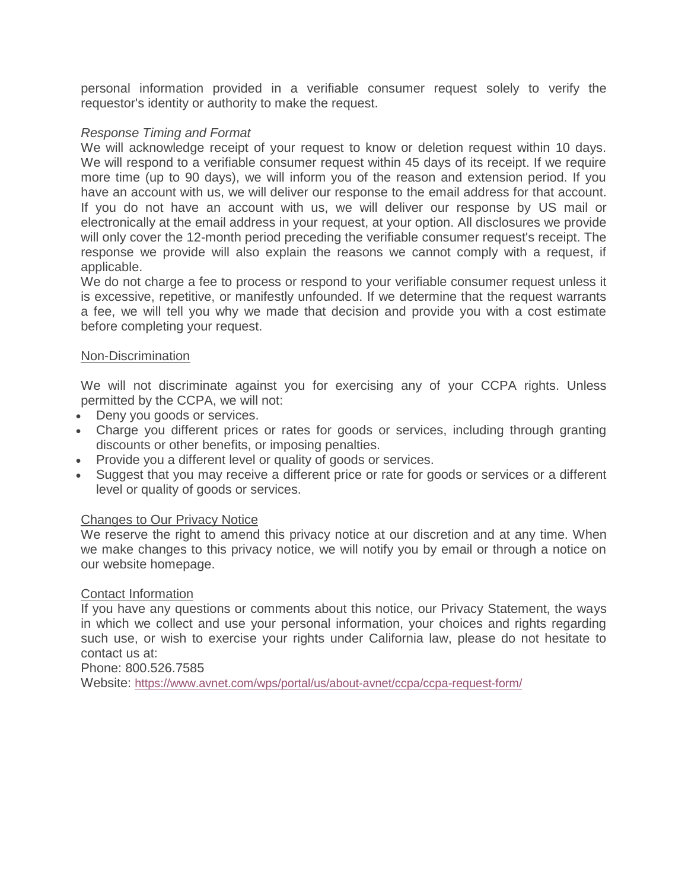personal information provided in a verifiable consumer request solely to verify the requestor's identity or authority to make the request.

*Response Timing and Format*

We will acknowledge receipt of your request to know or deletion request within 10 days. We will respond to a verifiable consumer request within 45 days of its receipt. If we require more time (up to 90 days), we will inform you of the reason and extension period. If you have an account with us, we will deliver our response to the email address for that account. If you do not have an account with us, we will deliver our response by US mail or electronically at the email address in your request, at your option. All disclosures we provide will only cover the 12-month period preceding the verifiable consumer request's receipt. The response we provide will also explain the reasons we cannot comply with a request, if applicable.

We do not charge a fee to process or respond to your verifiable consumer request unless it is excessive, repetitive, or manifestly unfounded. If we determine that the request warrants a fee, we will tell you why we made that decision and provide you with a cost estimate before completing your request.

<u>Non-Discrimination</u>

We will not discriminate against you for exercising any of your CCPA rights. Unless permitted by the CCPA, we will not:

- Deny you goods or services.
- Charge you different prices or rates for goods or services, including through granting discounts or other benefits, or imposing penalties.
- Provide you a different level or quality of goods or services.
- Suggest that you may receive a different price or rate for goods or services or a different level or quality of goods or services.

<u>Changes to Our Privacy Notice</u>

We reserve the right to amend this privacy notice at our discretion and at any time. When we make changes to this privacy notice, we will notify you by email or through a notice on our website homepage.

<u>Contact Information</u>

If you have any questions or comments about this notice, our Privacy Statement, the ways in which we collect and use your personal information, your choices and rights regarding such use, or wish to exercise your rights under California law, please do not hesitate to contact us at:

Phone: 800.526.7585

Website: https://www.avnet.com/wps/portal/us/about-avnet/ccpa/ccpa-request-form/